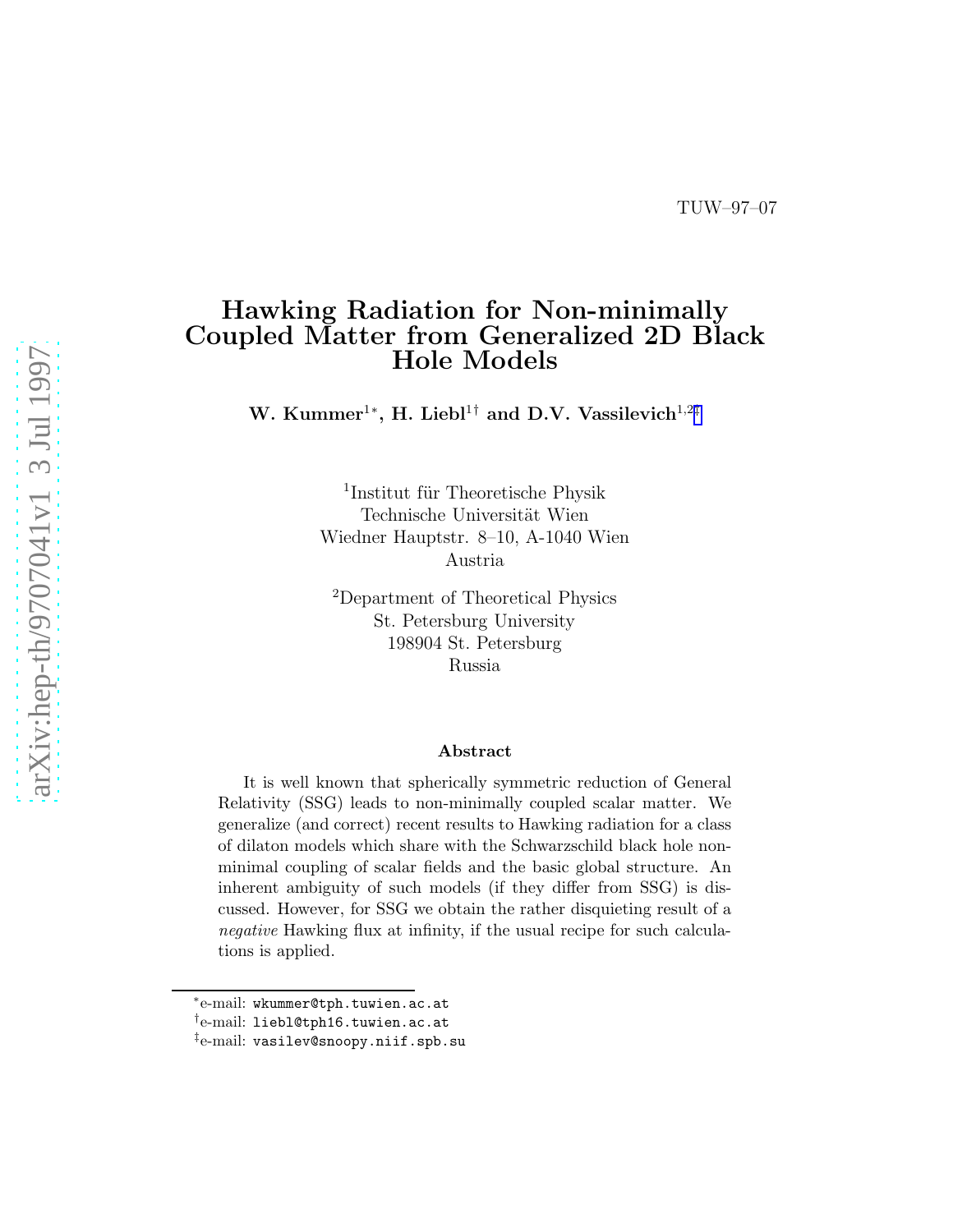TUW–97–07

# Hawking Radiation for Non-minimally Coupled Matter from Generalized 2D Black Hole Models

**W. Kummer[1*], H. Liebl[1†] and D.V. Vassilevich[1,2‡]**

[1]Institut für Theoretische Physik
Technische Universität Wien
Wiedner Hauptstr. 8–10, A-1040 Wien
Austria

[2]Department of Theoretical Physics
St. Petersburg University
198904 St. Petersburg
Russia

### Abstract

It is well known that spherically symmetric reduction of General Relativity (SSG) leads to non-minimally coupled scalar matter. We generalize (and correct) recent results to Hawking radiation for a class of dilaton models which share with the Schwarzschild black hole non-minimal coupling of scalar fields and the basic global structure. An inherent ambiguity of such models (if they differ from SSG) is discussed. However, for SSG we obtain the rather disquieting result of a *negative* Hawking flux at infinity, if the usual recipe for such calculations is applied.

---

[*]e-mail: wkummer@tph.tuwien.ac.at

[†]e-mail: liebl@tph16.tuwien.ac.at

[‡]e-mail: vasilev@snoopy.niif.spb.su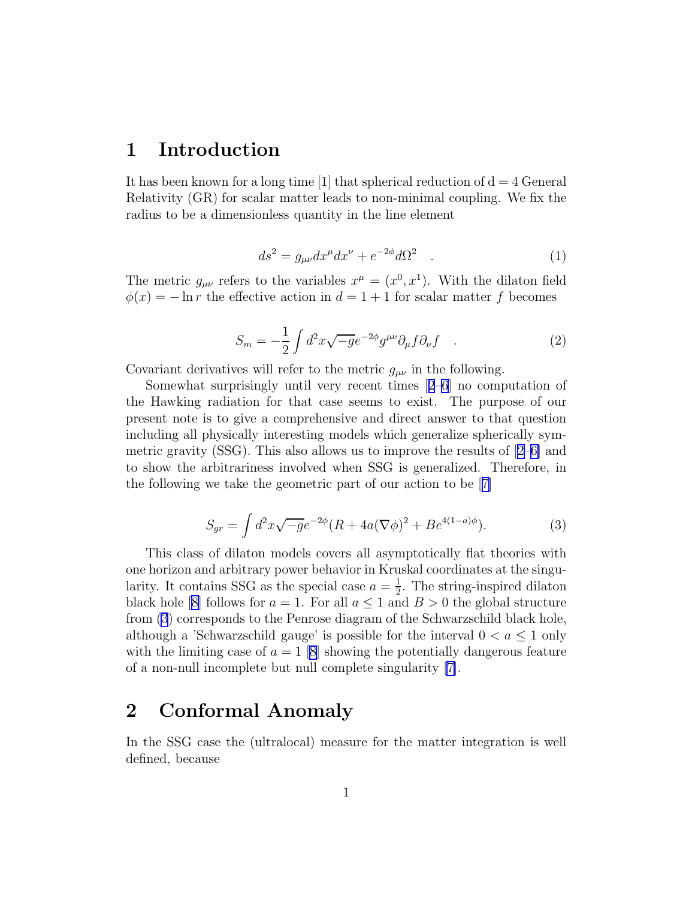# 1 Introduction

It has been known for a long time [1] that spherical reduction of d = 4 General Relativity (GR) for scalar matter leads to non-minimal coupling. We fix the radius to be a dimensionless quantity in the line element

$$ds^2 = g_{\mu\nu}dx^\mu dx^\nu + e^{-2\phi}d\Omega^2 \quad . \tag{1}$$

The metric $g_{\mu\nu}$ refers to the variables $x^\mu = (x^0, x^1)$. With the dilaton field $\phi(x) = -\ln r$ the effective action in $d = 1+1$ for scalar matter $f$ becomes

$$S_m = -\frac{1}{2}\int d^2x\sqrt{-g}e^{-2\phi}g^{\mu\nu}\partial_\mu f\partial_\nu f \quad . \tag{2}$$

Covariant derivatives will refer to the metric $g_{\mu\nu}$ in the following.

Somewhat surprisingly until very recent times [2–6] no computation of the Hawking radiation for that case seems to exist. The purpose of our present note is to give a comprehensive and direct answer to that question including all physically interesting models which generalize spherically symmetric gravity (SSG). This also allows us to improve the results of [2–6] and to show the arbitrariness involved when SSG is generalized. Therefore, in the following we take the geometric part of our action to be [7]

$$S_{gr} = \int d^2x\sqrt{-g}e^{-2\phi}(R + 4a(\nabla\phi)^2 + Be^{4(1-a)\phi}). \tag{3}$$

This class of dilaton models covers all asymptotically flat theories with one horizon and arbitrary power behavior in Kruskal coordinates at the singularity. It contains SSG as the special case $a = \frac{1}{2}$. The string-inspired dilaton black hole [8] follows for $a = 1$. For all $a \leq 1$ and $B > 0$ the global structure from (3) corresponds to the Penrose diagram of the Schwarzschild black hole, although a 'Schwarzschild gauge' is possible for the interval $0 < a \leq 1$ only with the limiting case of $a = 1$ [8] showing the potentially dangerous feature of a non-null incomplete but null complete singularity [7].

# 2 Conformal Anomaly

In the SSG case the (ultralocal) measure for the matter integration is well defined, because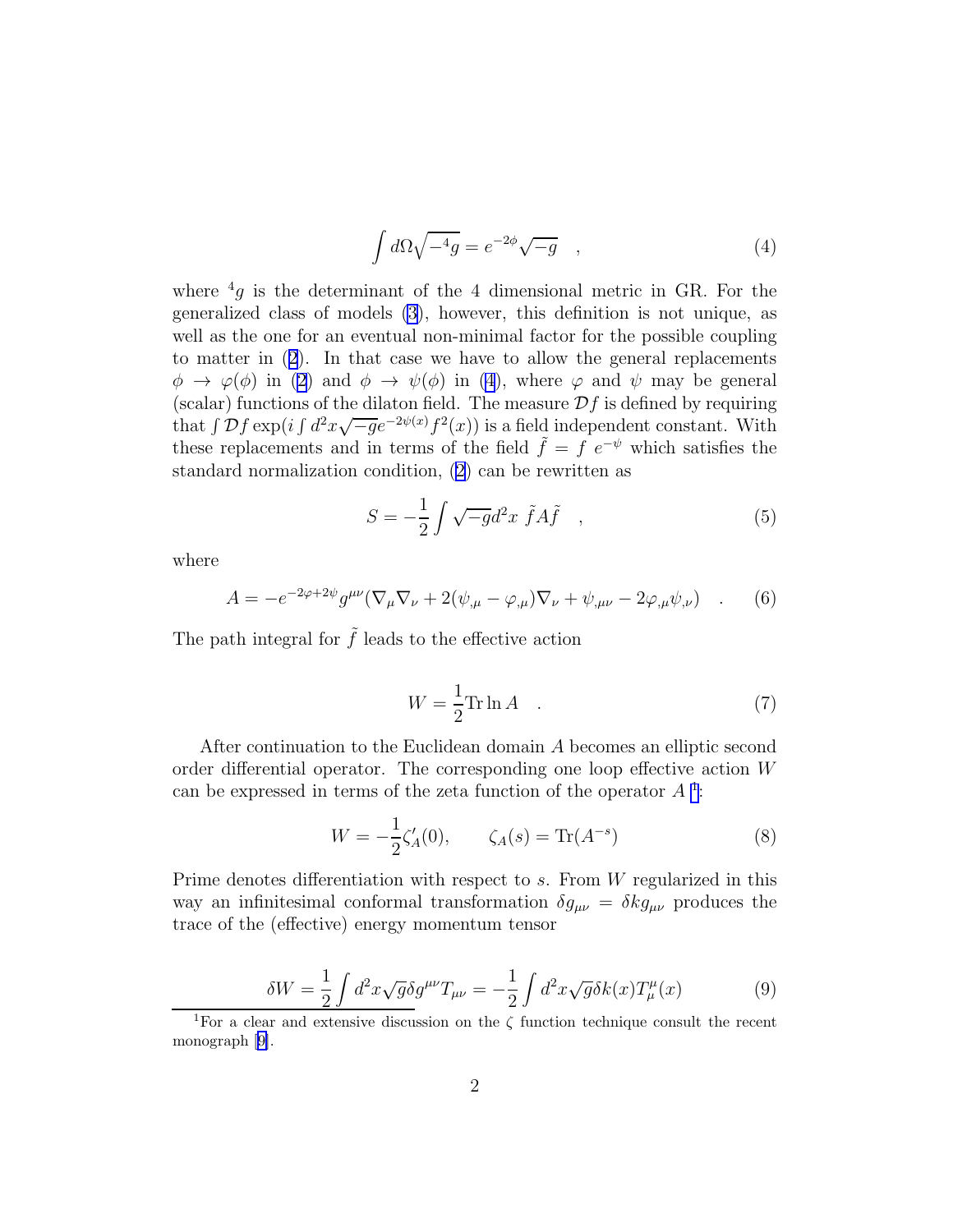$$\int d\Omega \sqrt{-{}^4g} = e^{-2\phi}\sqrt{-g} \quad , \tag{4}$$

where ${}^4g$ is the determinant of the 4 dimensional metric in GR. For the generalized class of models (3), however, this definition is not unique, as well as the one for an eventual non-minimal factor for the possible coupling to matter in (2). In that case we have to allow the general replacements $\phi \to \varphi(\phi)$ in (2) and $\phi \to \psi(\phi)$ in (4), where $\varphi$ and $\psi$ may be general (scalar) functions of the dilaton field. The measure $\mathcal{D}f$ is defined by requiring that $\int \mathcal{D}f \exp(i\int d^2x\sqrt{-g}e^{-2\psi(x)}f^2(x))$ is a field independent constant. With these replacements and in terms of the field $\tilde{f} = f\ e^{-\psi}$ which satisfies the standard normalization condition, (2) can be rewritten as

$$S = -\frac{1}{2}\int \sqrt{-g}d^2x\ \tilde{f}A\tilde{f} \quad , \tag{5}$$

where

$$A = -e^{-2\varphi+2\psi}g^{\mu\nu}(\nabla_\mu\nabla_\nu + 2(\psi_{,\mu} - \varphi_{,\mu})\nabla_\nu + \psi_{,\mu\nu} - 2\varphi_{,\mu}\psi_{,\nu}) \quad . \tag{6}$$

The path integral for $\tilde{f}$ leads to the effective action

$$W = \frac{1}{2}\mathrm{Tr}\ln A \quad . \tag{7}$$

After continuation to the Euclidean domain $A$ becomes an elliptic second order differential operator. The corresponding one loop effective action $W$ can be expressed in terms of the zeta function of the operator $A$ [1]:

$$W = -\frac{1}{2}\zeta'_A(0), \qquad \zeta_A(s) = \mathrm{Tr}(A^{-s}) \tag{8}$$

Prime denotes differentiation with respect to $s$. From $W$ regularized in this way an infinitesimal conformal transformation $\delta g_{\mu\nu} = \delta k g_{\mu\nu}$ produces the trace of the (effective) energy momentum tensor

$$\delta W = \frac{1}{2}\int d^2x\sqrt{g}\delta g^{\mu\nu}T_{\mu\nu} = -\frac{1}{2}\int d^2x\sqrt{g}\delta k(x)T^\mu_\mu(x) \tag{9}$$

[1] For a clear and extensive discussion on the $\zeta$ function technique consult the recent monograph [9].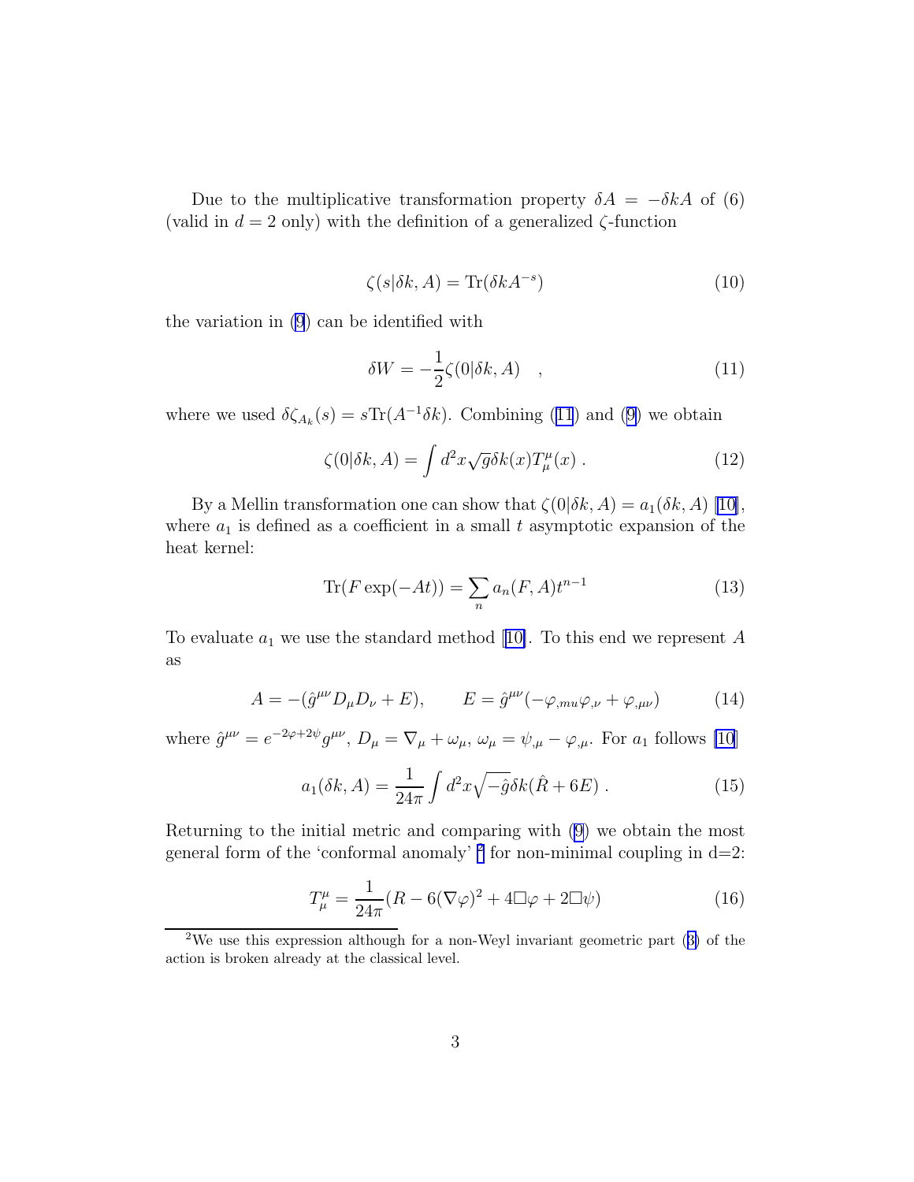Due to the multiplicative transformation property $\delta A = -\delta k A$ of (6) (valid in $d = 2$ only) with the definition of a generalized $\zeta$-function

$$\zeta(s|\delta k, A) = \mathrm{Tr}(\delta k A^{-s}) \tag{10}$$

the variation in (9) can be identified with

$$\delta W = -\frac{1}{2}\zeta(0|\delta k, A) \quad , \tag{11}$$

where we used $\delta\zeta_{A_k}(s) = s\mathrm{Tr}(A^{-1}\delta k)$. Combining (11) and (9) we obtain

$$\zeta(0|\delta k, A) = \int d^2x\sqrt{g}\delta k(x) T^\mu_\mu(x) \; . \tag{12}$$

By a Mellin transformation one can show that $\zeta(0|\delta k, A) = a_1(\delta k, A)$ [10], where $a_1$ is defined as a coefficient in a small $t$ asymptotic expansion of the heat kernel:

$$\mathrm{Tr}(F\exp(-At)) = \sum_n a_n(F, A) t^{n-1} \tag{13}$$

To evaluate $a_1$ we use the standard method [10]. To this end we represent $A$ as

$$A = -(\hat{g}^{\mu\nu} D_\mu D_\nu + E), \qquad E = \hat{g}^{\mu\nu}(-\varphi_{,mu}\varphi_{,\nu} + \varphi_{,\mu\nu}) \tag{14}$$

where $\hat{g}^{\mu\nu} = e^{-2\varphi+2\psi} g^{\mu\nu}$, $D_\mu = \nabla_\mu + \omega_\mu$, $\omega_\mu = \psi_{,\mu} - \varphi_{,\mu}$. For $a_1$ follows [10]

$$a_1(\delta k, A) = \frac{1}{24\pi}\int d^2x\sqrt{-\hat{g}}\delta k(\hat{R} + 6E) \; . \tag{15}$$

Returning to the initial metric and comparing with (9) we obtain the most general form of the 'conformal anomaly' [2] for non-minimal coupling in d=2:

$$T^\mu_\mu = \frac{1}{24\pi}(R - 6(\nabla\varphi)^2 + 4\Box\varphi + 2\Box\psi) \tag{16}$$

[2] We use this expression although for a non-Weyl invariant geometric part (3) of the action is broken already at the classical level.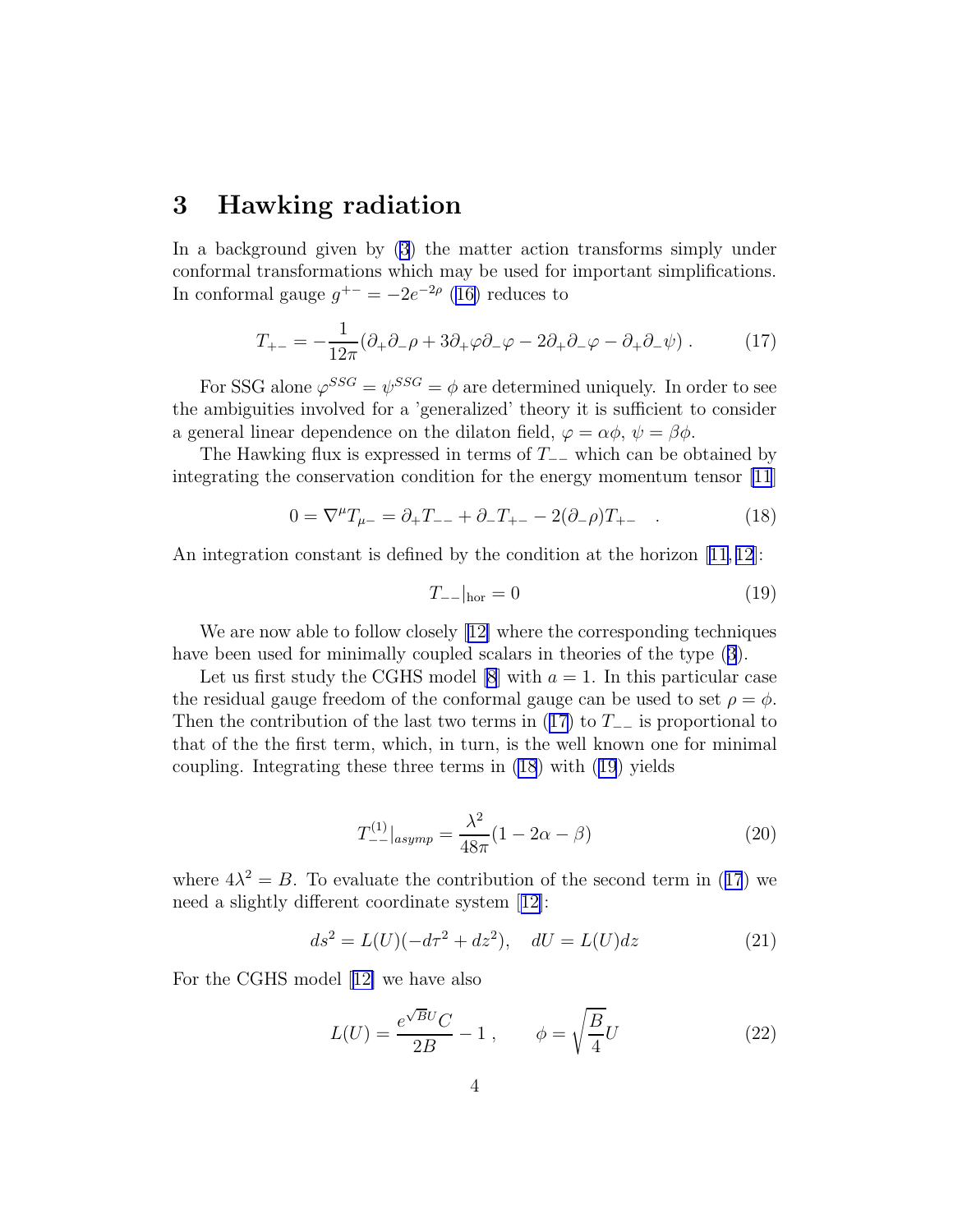## 3 Hawking radiation

In a background given by (3) the matter action transforms simply under conformal transformations which may be used for important simplifications. In conformal gauge $g^{+-} = -2e^{-2\rho}$ (16) reduces to

$$T_{+-} = -\frac{1}{12\pi}(\partial_+\partial_-\rho + 3\partial_+\varphi\partial_-\varphi - 2\partial_+\partial_-\varphi - \partial_+\partial_-\psi)\,. \tag{17}$$

For SSG alone $\varphi^{SSG} = \psi^{SSG} = \phi$ are determined uniquely. In order to see the ambiguities involved for a 'generalized' theory it is sufficient to consider a general linear dependence on the dilaton field, $\varphi = \alpha\phi$, $\psi = \beta\phi$.

The Hawking flux is expressed in terms of $T_{--}$ which can be obtained by integrating the conservation condition for the energy momentum tensor [11]

$$0 = \nabla^\mu T_{\mu -} = \partial_+ T_{--} + \partial_- T_{+-} - 2(\partial_-\rho)T_{+-} \quad . \tag{18}$$

An integration constant is defined by the condition at the horizon [11, 12]:

$$T_{--}|_{\text{hor}} = 0 \tag{19}$$

We are now able to follow closely [12] where the corresponding techniques have been used for minimally coupled scalars in theories of the type (3).

Let us first study the CGHS model [8] with $a = 1$. In this particular case the residual gauge freedom of the conformal gauge can be used to set $\rho = \phi$. Then the contribution of the last two terms in (17) to $T_{--}$ is proportional to that of the the first term, which, in turn, is the well known one for minimal coupling. Integrating these three terms in (18) with (19) yields

$$T^{(1)}_{--}|_{asymp} = \frac{\lambda^2}{48\pi}(1 - 2\alpha - \beta) \tag{20}$$

where $4\lambda^2 = B$. To evaluate the contribution of the second term in (17) we need a slightly different coordinate system [12]:

$$ds^2 = L(U)(-d\tau^2 + dz^2), \quad dU = L(U)dz \tag{21}$$

For the CGHS model [12] we have also

$$L(U) = \frac{e^{\sqrt{B}U}C}{2B} - 1\,, \qquad \phi = \sqrt{\frac{B}{4}}U \tag{22}$$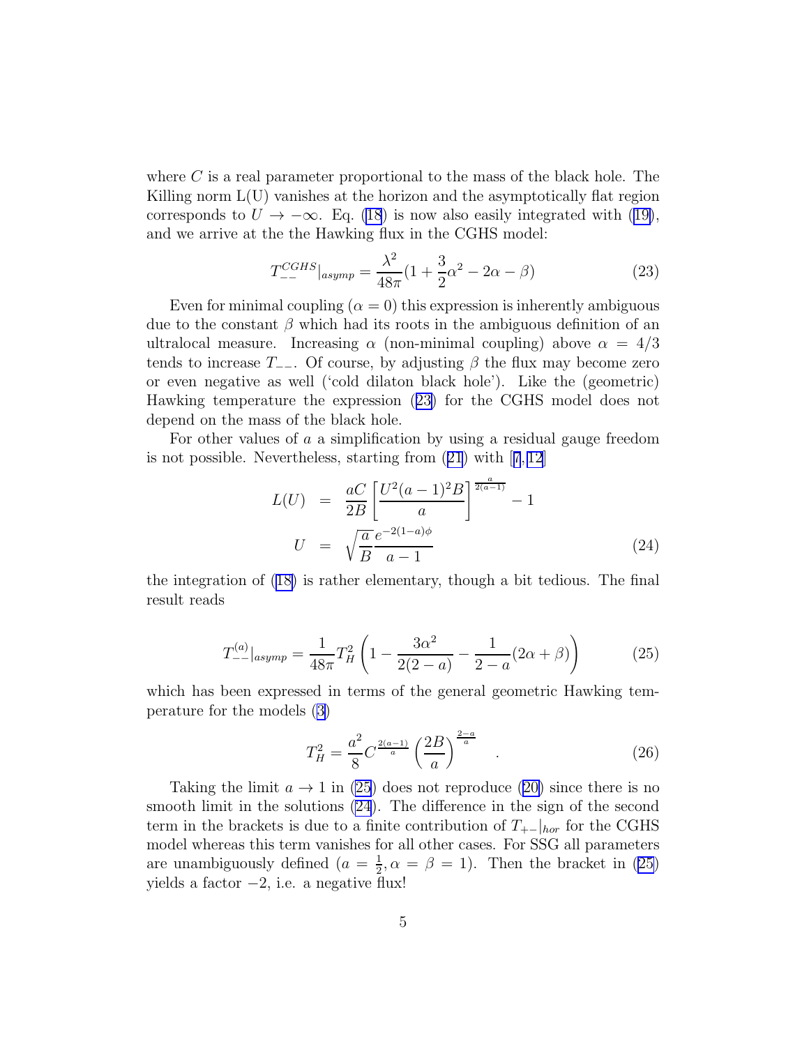where $C$ is a real parameter proportional to the mass of the black hole. The Killing norm L(U) vanishes at the horizon and the asymptotically flat region corresponds to $U \to -\infty$. Eq. (18) is now also easily integrated with (19), and we arrive at the the Hawking flux in the CGHS model:

$$T_{--}^{CGHS}|_{asymp} = \frac{\lambda^2}{48\pi}(1 + \frac{3}{2}\alpha^2 - 2\alpha - \beta) \tag{23}$$

Even for minimal coupling ($\alpha = 0$) this expression is inherently ambiguous due to the constant $\beta$ which had its roots in the ambiguous definition of an ultralocal measure. Increasing $\alpha$ (non-minimal coupling) above $\alpha = 4/3$ tends to increase $T_{--}$. Of course, by adjusting $\beta$ the flux may become zero or even negative as well ('cold dilaton black hole'). Like the (geometric) Hawking temperature the expression (23) for the CGHS model does not depend on the mass of the black hole.

For other values of $a$ a simplification by using a residual gauge freedom is not possible. Nevertheless, starting from (21) with [7, 12]

$$\begin{aligned} L(U) &= \frac{aC}{2B}\left[\frac{U^2(a-1)^2 B}{a}\right]^{\frac{a}{2(a-1)}} - 1 \\ U &= \sqrt{\frac{a}{B}}\frac{e^{-2(1-a)\phi}}{a-1} \end{aligned} \tag{24}$$

the integration of (18) is rather elementary, though a bit tedious. The final result reads

$$T_{--}^{(a)}|_{asymp} = \frac{1}{48\pi}T_H^2\left(1 - \frac{3\alpha^2}{2(2-a)} - \frac{1}{2-a}(2\alpha + \beta)\right) \tag{25}$$

which has been expressed in terms of the general geometric Hawking temperature for the models (3)

$$T_H^2 = \frac{a^2}{8}C^{\frac{2(a-1)}{a}}\left(\frac{2B}{a}\right)^{\frac{2-a}{a}} \quad . \tag{26}$$

Taking the limit $a \to 1$ in (25) does not reproduce (20) since there is no smooth limit in the solutions (24). The difference in the sign of the second term in the brackets is due to a finite contribution of $T_{+-}|_{hor}$ for the CGHS model whereas this term vanishes for all other cases. For SSG all parameters are unambiguously defined ($a = \frac{1}{2}, \alpha = \beta = 1$). Then the bracket in (25) yields a factor $-2$, i.e. a negative flux!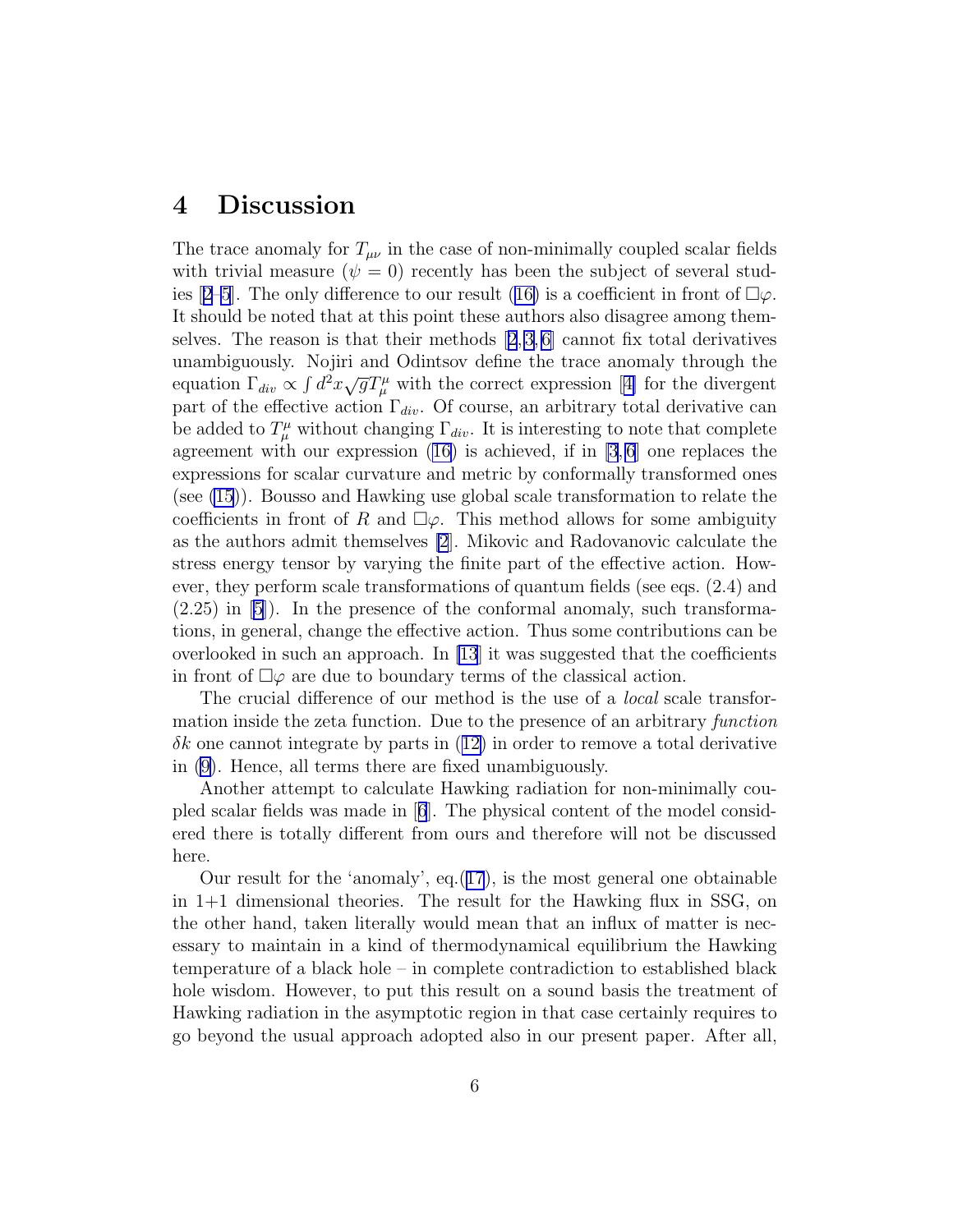## 4 Discussion

The trace anomaly for $T_{\mu\nu}$ in the case of non-minimally coupled scalar fields with trivial measure ($\psi = 0$) recently has been the subject of several studies [2–5]. The only difference to our result (16) is a coefficient in front of $\Box\varphi$. It should be noted that at this point these authors also disagree among themselves. The reason is that their methods [2,3,6] cannot fix total derivatives unambiguously. Nojiri and Odintsov define the trace anomaly through the equation $\Gamma_{div} \propto \int d^2x\sqrt{g}T^\mu_\mu$ with the correct expression [4] for the divergent part of the effective action $\Gamma_{div}$. Of course, an arbitrary total derivative can be added to $T^\mu_\mu$ without changing $\Gamma_{div}$. It is interesting to note that complete agreement with our expression (16) is achieved, if in [3,6] one replaces the expressions for scalar curvature and metric by conformally transformed ones (see (15)). Bousso and Hawking use global scale transformation to relate the coefficients in front of $R$ and $\Box\varphi$. This method allows for some ambiguity as the authors admit themselves [2]. Mikovic and Radovanovic calculate the stress energy tensor by varying the finite part of the effective action. However, they perform scale transformations of quantum fields (see eqs. (2.4) and (2.25) in [5]). In the presence of the conformal anomaly, such transformations, in general, change the effective action. Thus some contributions can be overlooked in such an approach. In [13] it was suggested that the coefficients in front of $\Box\varphi$ are due to boundary terms of the classical action.

The crucial difference of our method is the use of a *local* scale transformation inside the zeta function. Due to the presence of an arbitrary *function* $\delta k$ one cannot integrate by parts in (12) in order to remove a total derivative in (9). Hence, all terms there are fixed unambiguously.

Another attempt to calculate Hawking radiation for non-minimally coupled scalar fields was made in [6]. The physical content of the model considered there is totally different from ours and therefore will not be discussed here.

Our result for the 'anomaly', eq.(17), is the most general one obtainable in 1+1 dimensional theories. The result for the Hawking flux in SSG, on the other hand, taken literally would mean that an influx of matter is necessary to maintain in a kind of thermodynamical equilibrium the Hawking temperature of a black hole – in complete contradiction to established black hole wisdom. However, to put this result on a sound basis the treatment of Hawking radiation in the asymptotic region in that case certainly requires to go beyond the usual approach adopted also in our present paper. After all,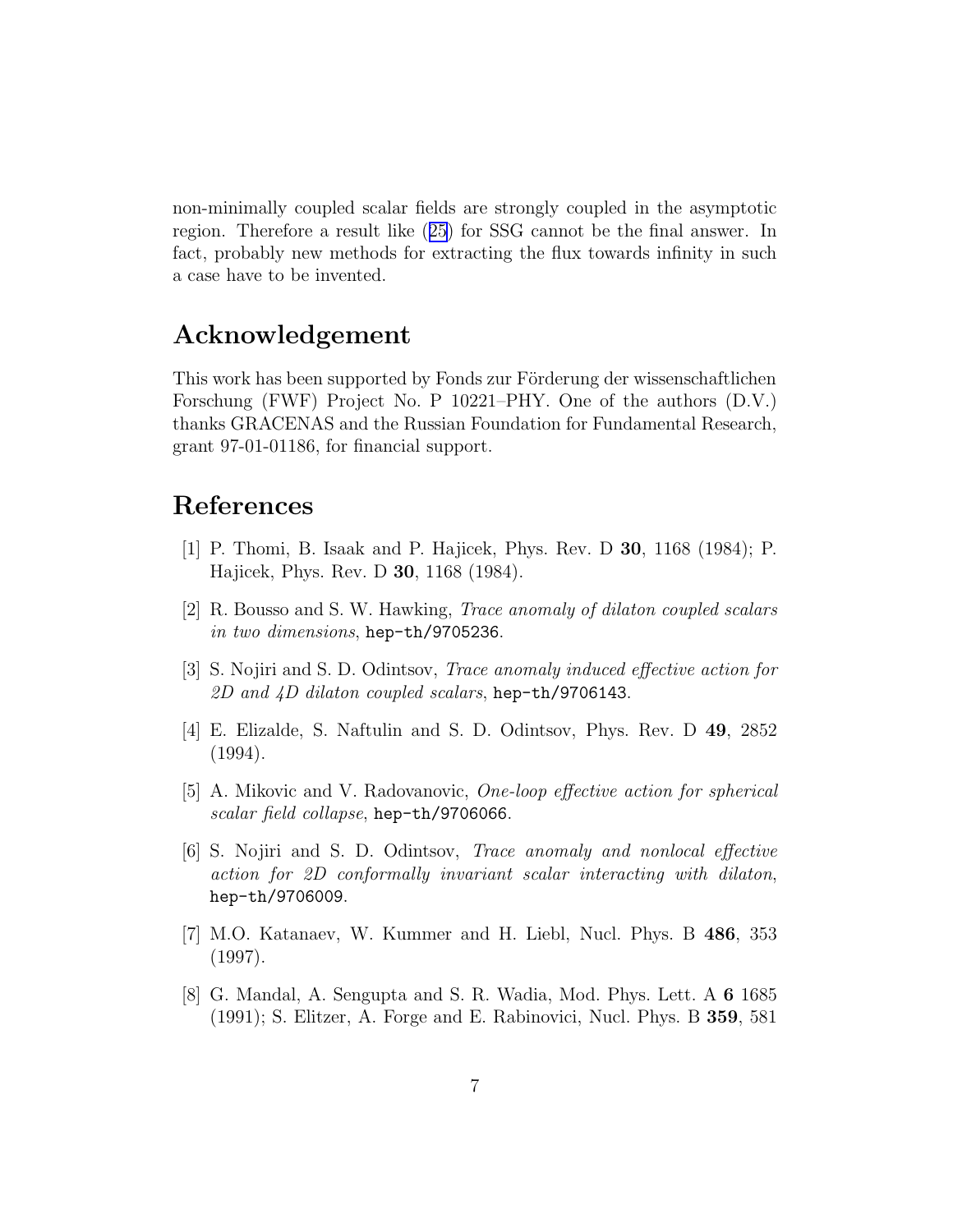non-minimally coupled scalar fields are strongly coupled in the asymptotic region. Therefore a result like (25) for SSG cannot be the final answer. In fact, probably new methods for extracting the flux towards infinity in such a case have to be invented.

## Acknowledgement

This work has been supported by Fonds zur Förderung der wissenschaftlichen Forschung (FWF) Project No. P 10221–PHY. One of the authors (D.V.) thanks GRACENAS and the Russian Foundation for Fundamental Research, grant 97-01-01186, for financial support.

## References

[1] P. Thomi, B. Isaak and P. Hajicek, Phys. Rev. D **30**, 1168 (1984); P. Hajicek, Phys. Rev. D **30**, 1168 (1984).

[2] R. Bousso and S. W. Hawking, *Trace anomaly of dilaton coupled scalars in two dimensions*, `hep-th/9705236`.

[3] S. Nojiri and S. D. Odintsov, *Trace anomaly induced effective action for 2D and 4D dilaton coupled scalars*, `hep-th/9706143`.

[4] E. Elizalde, S. Naftulin and S. D. Odintsov, Phys. Rev. D **49**, 2852 (1994).

[5] A. Mikovic and V. Radovanovic, *One-loop effective action for spherical scalar field collapse*, `hep-th/9706066`.

[6] S. Nojiri and S. D. Odintsov, *Trace anomaly and nonlocal effective action for 2D conformally invariant scalar interacting with dilaton*, `hep-th/9706009`.

[7] M.O. Katanaev, W. Kummer and H. Liebl, Nucl. Phys. B **486**, 353 (1997).

[8] G. Mandal, A. Sengupta and S. R. Wadia, Mod. Phys. Lett. A **6** 1685 (1991); S. Elitzer, A. Forge and E. Rabinovici, Nucl. Phys. B **359**, 581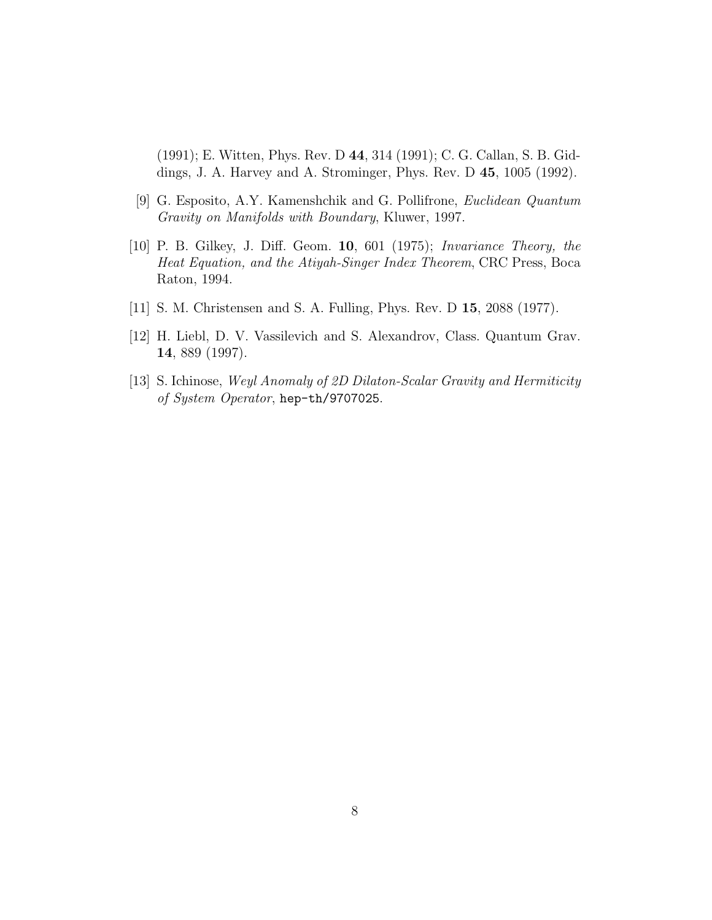(1991); E. Witten, Phys. Rev. D **44**, 314 (1991); C. G. Callan, S. B. Giddings, J. A. Harvey and A. Strominger, Phys. Rev. D **45**, 1005 (1992).

[9] G. Esposito, A.Y. Kamenshchik and G. Pollifrone, *Euclidean Quantum Gravity on Manifolds with Boundary*, Kluwer, 1997.

[10] P. B. Gilkey, J. Diff. Geom. **10**, 601 (1975); *Invariance Theory, the Heat Equation, and the Atiyah-Singer Index Theorem*, CRC Press, Boca Raton, 1994.

[11] S. M. Christensen and S. A. Fulling, Phys. Rev. D **15**, 2088 (1977).

[12] H. Liebl, D. V. Vassilevich and S. Alexandrov, Class. Quantum Grav. **14**, 889 (1997).

[13] S. Ichinose, *Weyl Anomaly of 2D Dilaton-Scalar Gravity and Hermiticity of System Operator*, `hep-th/9707025`.